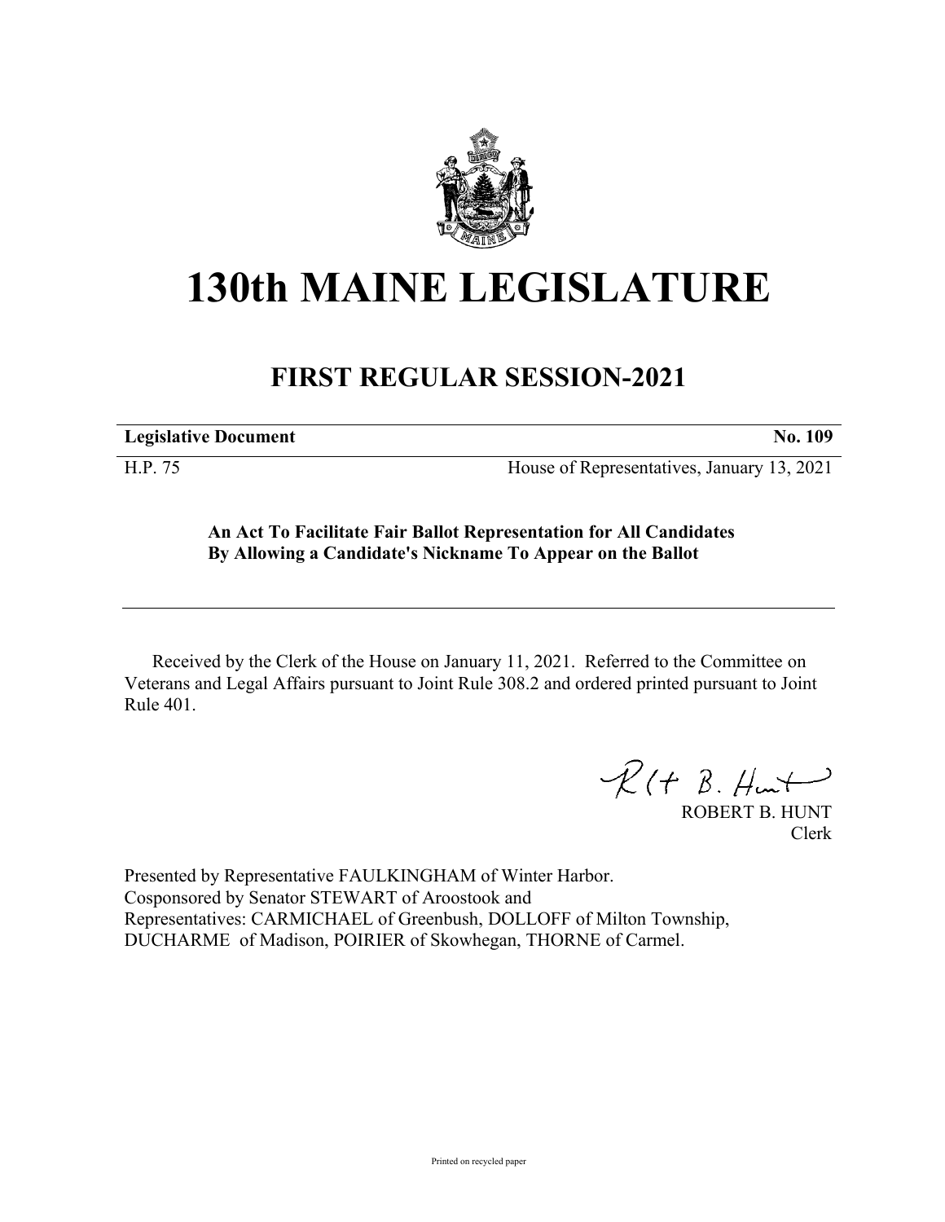# 130th MAINE LEGISLATURE

## FIRST REGULAR SESSION-2021

| **Legislative Document** | **No. 109** |
|---|---|
| H.P. 75 | House of Representatives, January 13, 2021 |

**An Act To Facilitate Fair Ballot Representation for All Candidates By Allowing a Candidate's Nickname To Appear on the Ballot**

Received by the Clerk of the House on January 11, 2021. Referred to the Committee on Veterans and Legal Affairs pursuant to Joint Rule 308.2 and ordered printed pursuant to Joint Rule 401.

ROBERT B. HUNT
Clerk

Presented by Representative FAULKINGHAM of Winter Harbor.
Cosponsored by Senator STEWART of Aroostook and
Representatives: CARMICHAEL of Greenbush, DOLLOFF of Milton Township, DUCHARME of Madison, POIRIER of Skowhegan, THORNE of Carmel.

Printed on recycled paper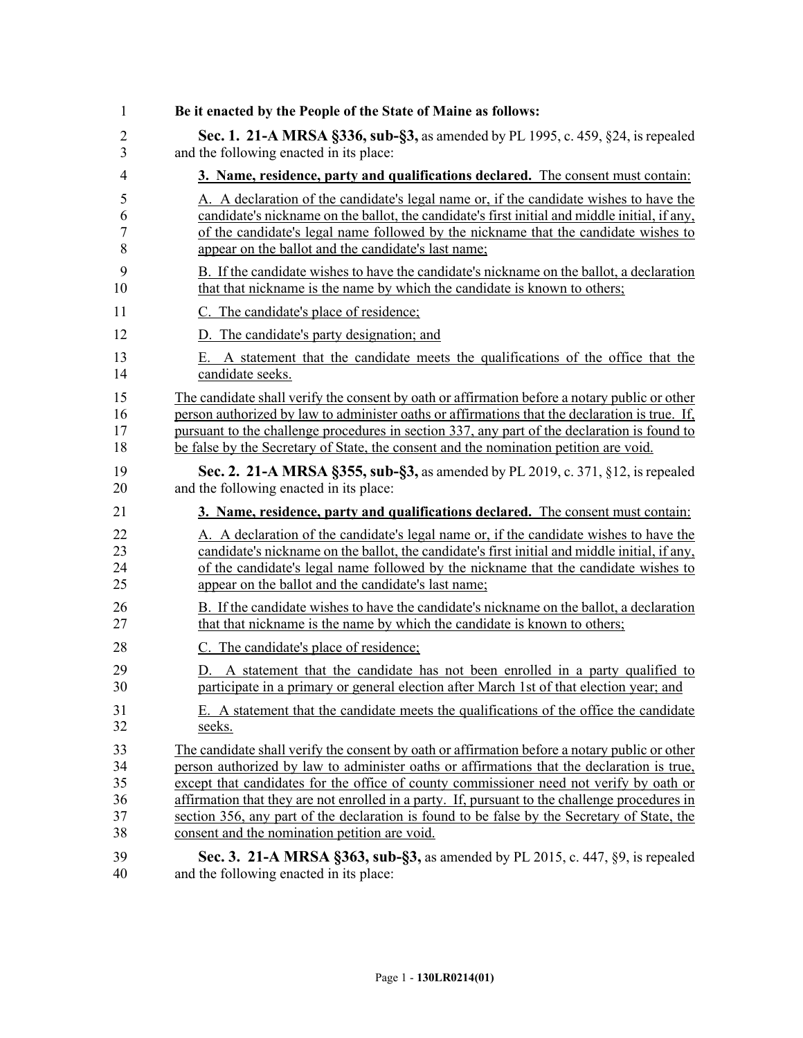**Be it enacted by the People of the State of Maine as follows:**

**Sec. 1. 21-A MRSA §336, sub-§3,** as amended by PL 1995, c. 459, §24, is repealed and the following enacted in its place:

**3. Name, residence, party and qualifications declared.** The consent must contain:

A. A declaration of the candidate's legal name or, if the candidate wishes to have the candidate's nickname on the ballot, the candidate's first initial and middle initial, if any, of the candidate's legal name followed by the nickname that the candidate wishes to appear on the ballot and the candidate's last name;

B. If the candidate wishes to have the candidate's nickname on the ballot, a declaration that that nickname is the name by which the candidate is known to others;

C. The candidate's place of residence;

D. The candidate's party designation; and

E. A statement that the candidate meets the qualifications of the office that the candidate seeks.

The candidate shall verify the consent by oath or affirmation before a notary public or other person authorized by law to administer oaths or affirmations that the declaration is true. If, pursuant to the challenge procedures in section 337, any part of the declaration is found to be false by the Secretary of State, the consent and the nomination petition are void.

**Sec. 2. 21-A MRSA §355, sub-§3,** as amended by PL 2019, c. 371, §12, is repealed and the following enacted in its place:

**3. Name, residence, party and qualifications declared.** The consent must contain:

A. A declaration of the candidate's legal name or, if the candidate wishes to have the candidate's nickname on the ballot, the candidate's first initial and middle initial, if any, of the candidate's legal name followed by the nickname that the candidate wishes to appear on the ballot and the candidate's last name;

B. If the candidate wishes to have the candidate's nickname on the ballot, a declaration that that nickname is the name by which the candidate is known to others;

C. The candidate's place of residence;

D. A statement that the candidate has not been enrolled in a party qualified to participate in a primary or general election after March 1st of that election year; and

E. A statement that the candidate meets the qualifications of the office the candidate seeks.

The candidate shall verify the consent by oath or affirmation before a notary public or other person authorized by law to administer oaths or affirmations that the declaration is true, except that candidates for the office of county commissioner need not verify by oath or affirmation that they are not enrolled in a party. If, pursuant to the challenge procedures in section 356, any part of the declaration is found to be false by the Secretary of State, the consent and the nomination petition are void.

**Sec. 3. 21-A MRSA §363, sub-§3,** as amended by PL 2015, c. 447, §9, is repealed and the following enacted in its place: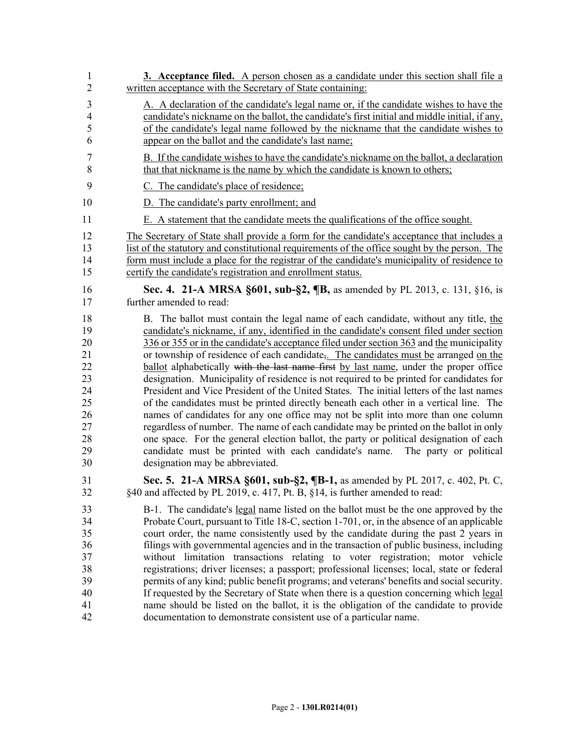**3. Acceptance filed.** A person chosen as a candidate under this section shall file a written acceptance with the Secretary of State containing:

A. A declaration of the candidate's legal name or, if the candidate wishes to have the candidate's nickname on the ballot, the candidate's first initial and middle initial, if any, of the candidate's legal name followed by the nickname that the candidate wishes to appear on the ballot and the candidate's last name;

B. If the candidate wishes to have the candidate's nickname on the ballot, a declaration that that nickname is the name by which the candidate is known to others;

C. The candidate's place of residence;

D. The candidate's party enrollment; and

E. A statement that the candidate meets the qualifications of the office sought.

The Secretary of State shall provide a form for the candidate's acceptance that includes a list of the statutory and constitutional requirements of the office sought by the person. The form must include a place for the registrar of the candidate's municipality of residence to certify the candidate's registration and enrollment status.

**Sec. 4. 21-A MRSA §601, sub-§2, ¶B,** as amended by PL 2013, c. 131, §16, is further amended to read:

B. The ballot must contain the legal name of each candidate, without any title, the candidate's nickname, if any, identified in the candidate's consent filed under section 336 or 355 or in the candidate's acceptance filed under section 363 and the municipality or township of residence of each candidate,. The candidates must be arranged on the ballot alphabetically ~~with the last name first~~ by last name, under the proper office designation. Municipality of residence is not required to be printed for candidates for President and Vice President of the United States. The initial letters of the last names of the candidates must be printed directly beneath each other in a vertical line. The names of candidates for any one office may not be split into more than one column regardless of number. The name of each candidate may be printed on the ballot in only one space. For the general election ballot, the party or political designation of each candidate must be printed with each candidate's name. The party or political designation may be abbreviated.

**Sec. 5. 21-A MRSA §601, sub-§2, ¶B-1,** as amended by PL 2017, c. 402, Pt. C, §40 and affected by PL 2019, c. 417, Pt. B, §14, is further amended to read:

B-1. The candidate's legal name listed on the ballot must be the one approved by the Probate Court, pursuant to Title 18-C, section 1-701, or, in the absence of an applicable court order, the name consistently used by the candidate during the past 2 years in filings with governmental agencies and in the transaction of public business, including without limitation transactions relating to voter registration; motor vehicle registrations; driver licenses; a passport; professional licenses; local, state or federal permits of any kind; public benefit programs; and veterans' benefits and social security. If requested by the Secretary of State when there is a question concerning which legal name should be listed on the ballot, it is the obligation of the candidate to provide documentation to demonstrate consistent use of a particular name.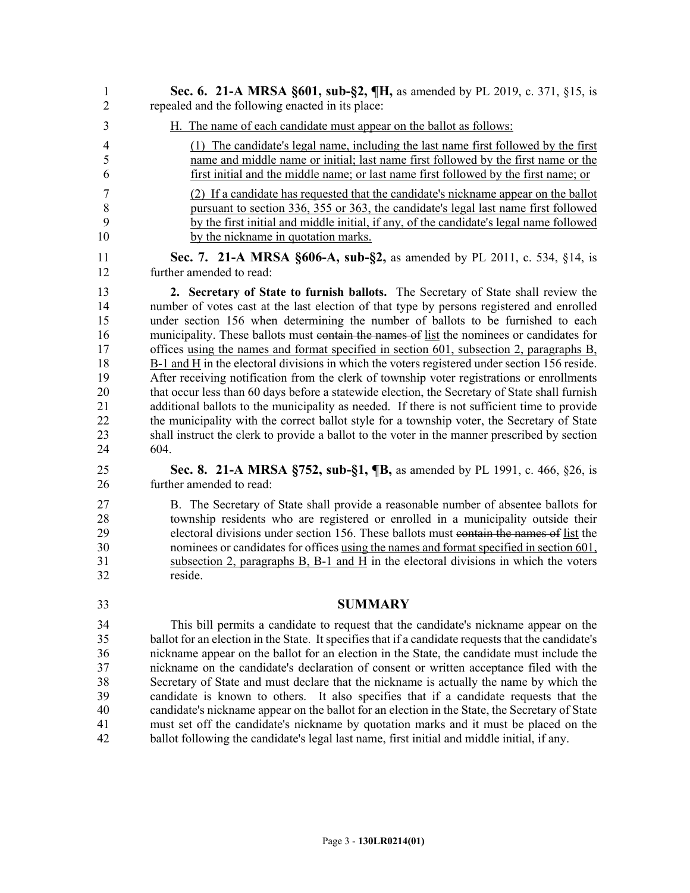**Sec. 6. 21-A MRSA §601, sub-§2, ¶H,** as amended by PL 2019, c. 371, §15, is repealed and the following enacted in its place:

<u>H. The name of each candidate must appear on the ballot as follows:</u>

<u>(1) The candidate's legal name, including the last name first followed by the first name and middle name or initial; last name first followed by the first name or the first initial and the middle name; or last name first followed by the first name; or</u>

<u>(2) If a candidate has requested that the candidate's nickname appear on the ballot pursuant to section 336, 355 or 363, the candidate's legal last name first followed by the first initial and middle initial, if any, of the candidate's legal name followed by the nickname in quotation marks.</u>

**Sec. 7. 21-A MRSA §606-A, sub-§2,** as amended by PL 2011, c. 534, §14, is further amended to read:

**2. Secretary of State to furnish ballots.** The Secretary of State shall review the number of votes cast at the last election of that type by persons registered and enrolled under section 156 when determining the number of ballots to be furnished to each municipality. These ballots must ~~contain the names of~~ <u>list</u> the nominees or candidates for offices <u>using the names and format specified in section 601, subsection 2, paragraphs B, B-1 and H</u> in the electoral divisions in which the voters registered under section 156 reside. After receiving notification from the clerk of township voter registrations or enrollments that occur less than 60 days before a statewide election, the Secretary of State shall furnish additional ballots to the municipality as needed. If there is not sufficient time to provide the municipality with the correct ballot style for a township voter, the Secretary of State shall instruct the clerk to provide a ballot to the voter in the manner prescribed by section 604.

**Sec. 8. 21-A MRSA §752, sub-§1, ¶B,** as amended by PL 1991, c. 466, §26, is further amended to read:

B. The Secretary of State shall provide a reasonable number of absentee ballots for township residents who are registered or enrolled in a municipality outside their electoral divisions under section 156. These ballots must ~~contain the names of~~ <u>list</u> the nominees or candidates for offices <u>using the names and format specified in section 601, subsection 2, paragraphs B, B-1 and H</u> in the electoral divisions in which the voters reside.

## SUMMARY

This bill permits a candidate to request that the candidate's nickname appear on the ballot for an election in the State. It specifies that if a candidate requests that the candidate's nickname appear on the ballot for an election in the State, the candidate must include the nickname on the candidate's declaration of consent or written acceptance filed with the Secretary of State and must declare that the nickname is actually the name by which the candidate is known to others. It also specifies that if a candidate requests that the candidate's nickname appear on the ballot for an election in the State, the Secretary of State must set off the candidate's nickname by quotation marks and it must be placed on the ballot following the candidate's legal last name, first initial and middle initial, if any.